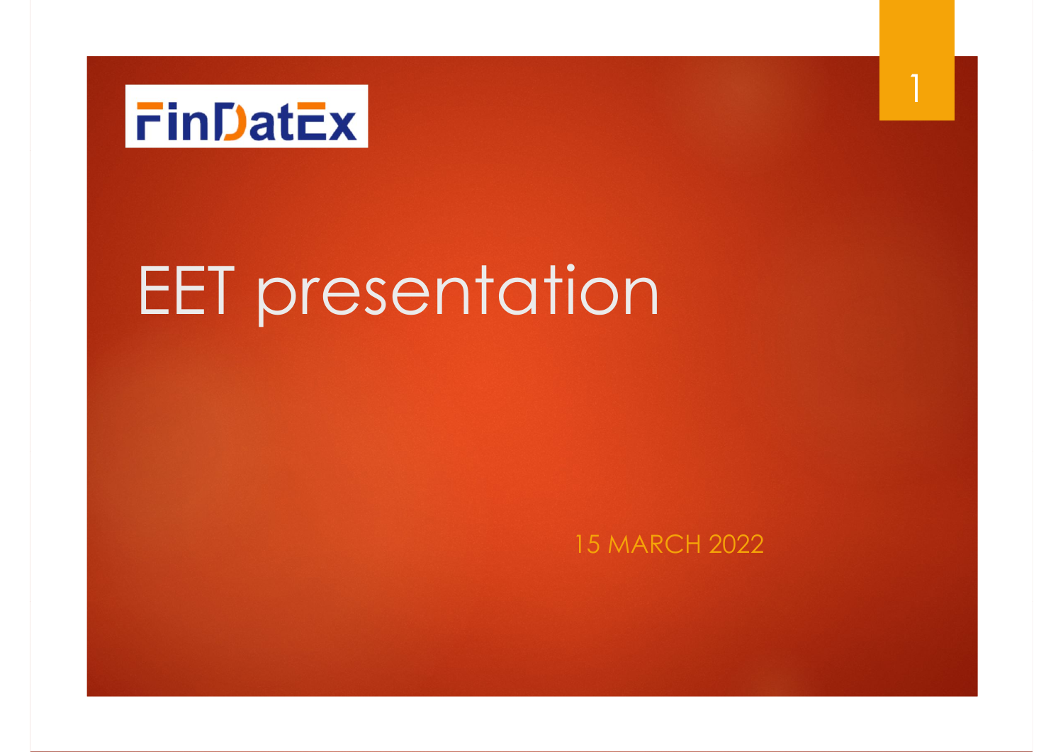FinDatEx

# EET presentation

15 MARCH 2022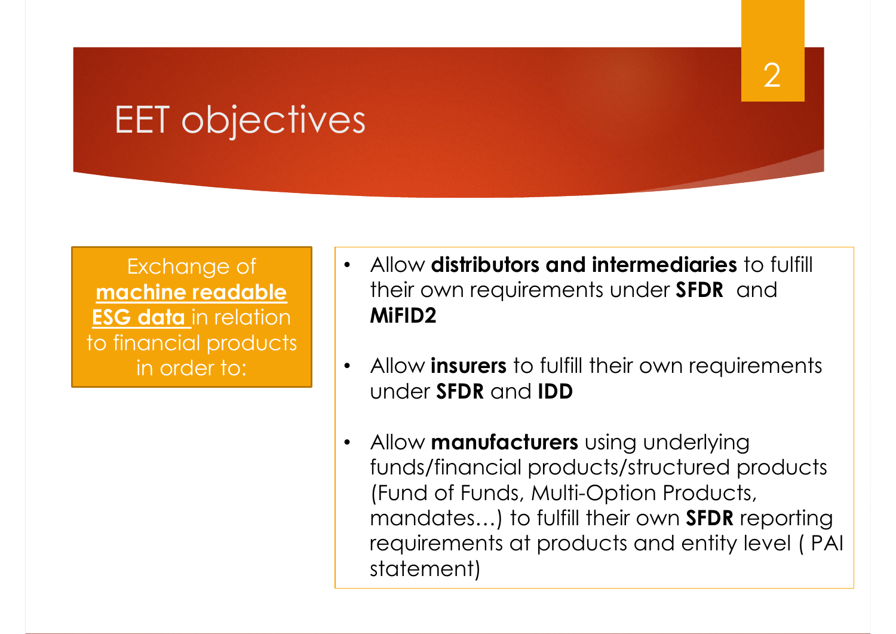# EET objectives

Exchange of **machine readable ESG data** in relation to financial products in order to:

- Allow **distributors and intermediaries** to fulfill their own requirements under **SFDR** and **MiFID2**
- Allow **insurers** to fulfill their own requirements under **SFDR** and **IDD**
- Allow **manufacturers** using underlying funds/financial products/structured products (Fund of Funds, Multi-Option Products, mandates…) to fulfill their own **SFDR** reporting requirements at products and entity level ( PAI statement)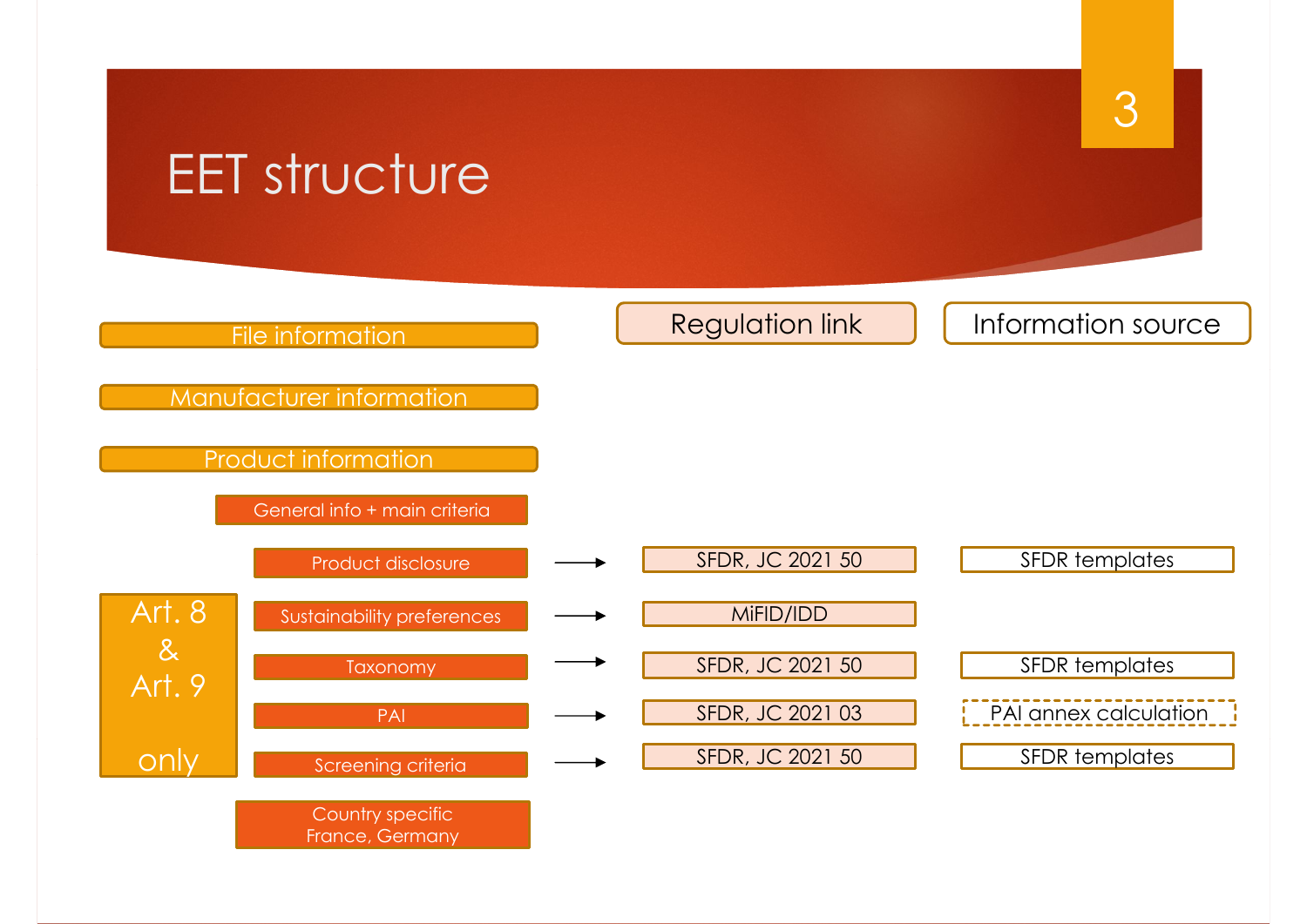# EET structure

- File information
- Manufacturer information
- Product information
  - General info + main criteria

**Art. 8 & Art. 9 only**

| Section | Regulation link | Information source |
| --- | --- | --- |
| Product disclosure | SFDR, JC 2021 50 | SFDR templates |
| Sustainability preferences | MiFID/IDD | |
| Taxonomy | SFDR, JC 2021 50 | SFDR templates |
| PAI | SFDR, JC 2021 03 | PAI annex calculation |
| Screening criteria | SFDR, JC 2021 50 | SFDR templates |

- Country specific France, Germany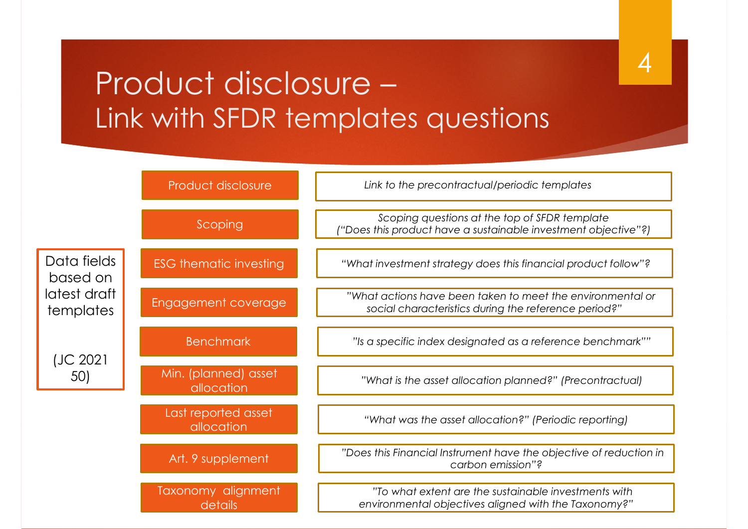# Product disclosure – Link with SFDR templates questions

**Data fields based on latest draft templates**

**(JC 2021 50)**

| Data field | SFDR template question |
| --- | --- |
| Product disclosure | *Link to the precontractual/periodic templates* |
| Scoping | *Scoping questions at the top of SFDR template ("Does this product have a sustainable investment objective"?)* |
| ESG thematic investing | *"What investment strategy does this financial product follow"?* |
| Engagement coverage | *"What actions have been taken to meet the environmental or social characteristics during the reference period?"* |
| Benchmark | *"Is a specific index designated as a reference benchmark""* |
| Min. (planned) asset allocation | *"What is the asset allocation planned?" (Precontractual)* |
| Last reported asset allocation | *"What was the asset allocation?" (Periodic reporting)* |
| Art. 9 supplement | *"Does this Financial Instrument have the objective of reduction in carbon emission"?* |
| Taxonomy alignment details | *"To what extent are the sustainable investments with environmental objectives aligned with the Taxonomy?"* |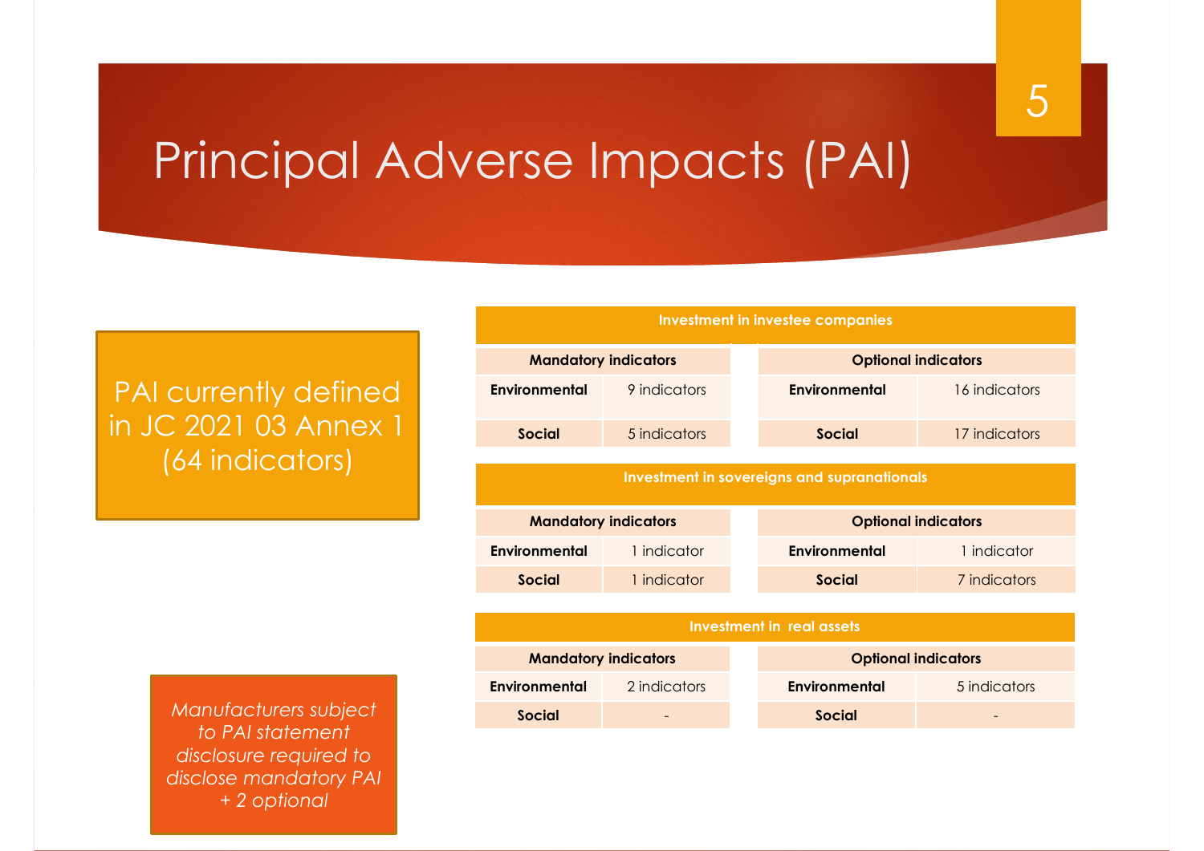# Principal Adverse Impacts (PAI)

PAI currently defined in JC 2021 03 Annex 1 (64 indicators)

*Manufacturers subject to PAI statement disclosure required to disclose mandatory PAI + 2 optional*

| Investment in investee companies | | | |
|---|---|---|---|
| **Mandatory indicators** | | **Optional indicators** | |
| **Environmental** | 9 indicators | **Environmental** | 16 indicators |
| **Social** | 5 indicators | **Social** | 17 indicators |

| Investment in sovereigns and supranationals | | | |
|---|---|---|---|
| **Mandatory indicators** | | **Optional indicators** | |
| **Environmental** | 1 indicator | **Environmental** | 1 indicator |
| **Social** | 1 indicator | **Social** | 7 indicators |

| Investment in real assets | | | |
|---|---|---|---|
| **Mandatory indicators** | | **Optional indicators** | |
| **Environmental** | 2 indicators | **Environmental** | 5 indicators |
| **Social** | - | **Social** | - |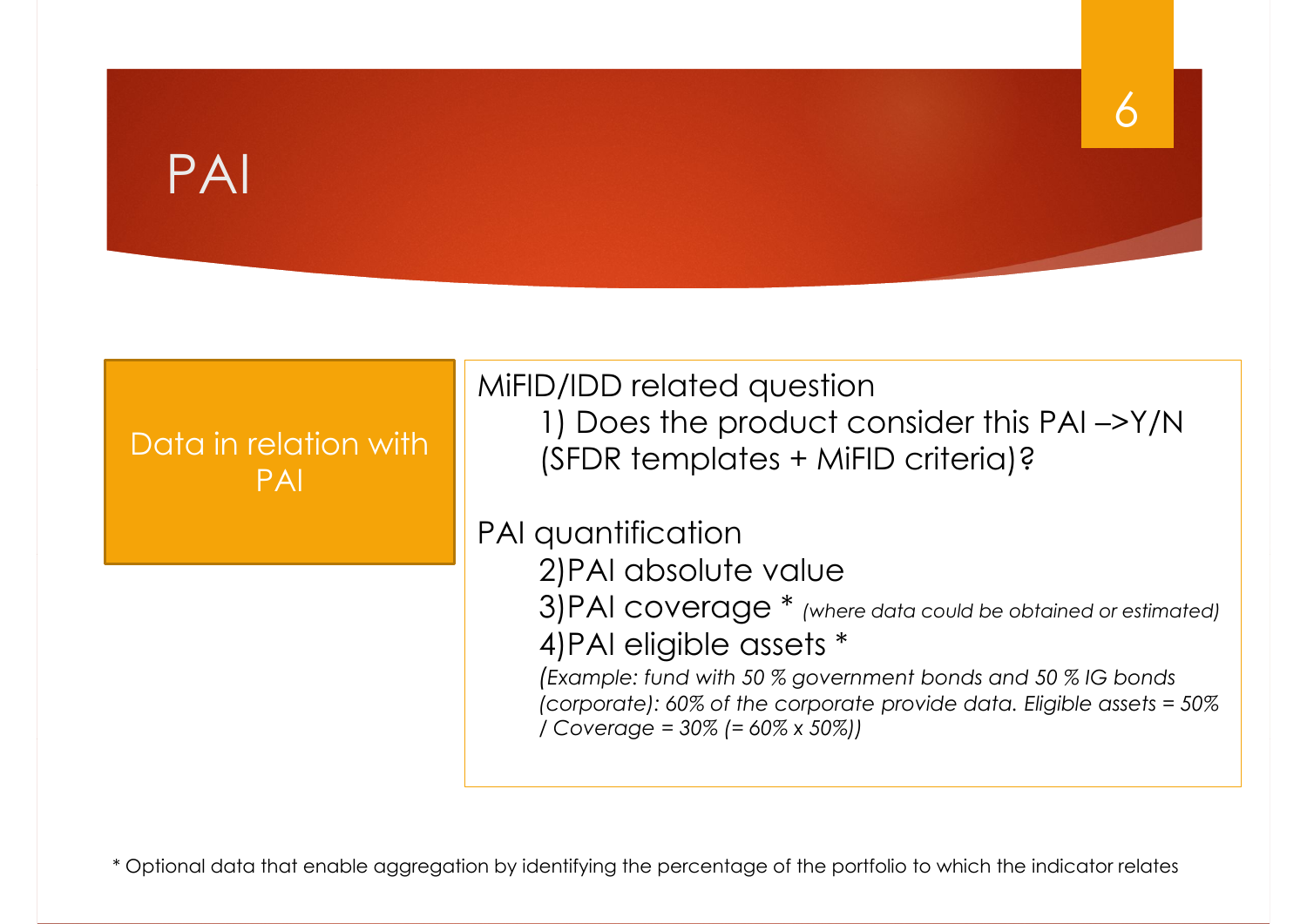# PAI

**Data in relation with PAI**

MiFID/IDD related question

1) Does the product consider this PAI –>Y/N (SFDR templates + MiFID criteria)?

PAI quantification

2) PAI absolute value

3) PAI coverage * *(where data could be obtained or estimated)*

4) PAI eligible assets *

*(Example: fund with 50 % government bonds and 50 % IG bonds (corporate): 60% of the corporate provide data. Eligible assets = 50% / Coverage = 30% (= 60% x 50%))*

\* Optional data that enable aggregation by identifying the percentage of the portfolio to which the indicator relates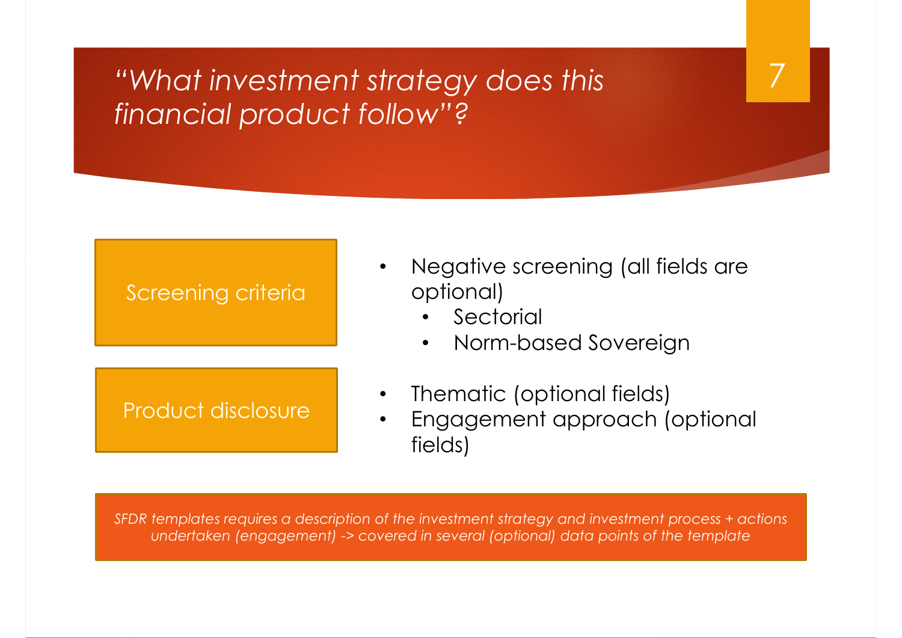# *"What investment strategy does this financial product follow"?*

**Screening criteria**

- Negative screening (all fields are optional)
  - Sectorial
  - Norm-based Sovereign

**Product disclosure**

- Thematic (optional fields)
- Engagement approach (optional fields)

*SFDR templates requires a description of the investment strategy and investment process + actions undertaken (engagement) -> covered in several (optional) data points of the template*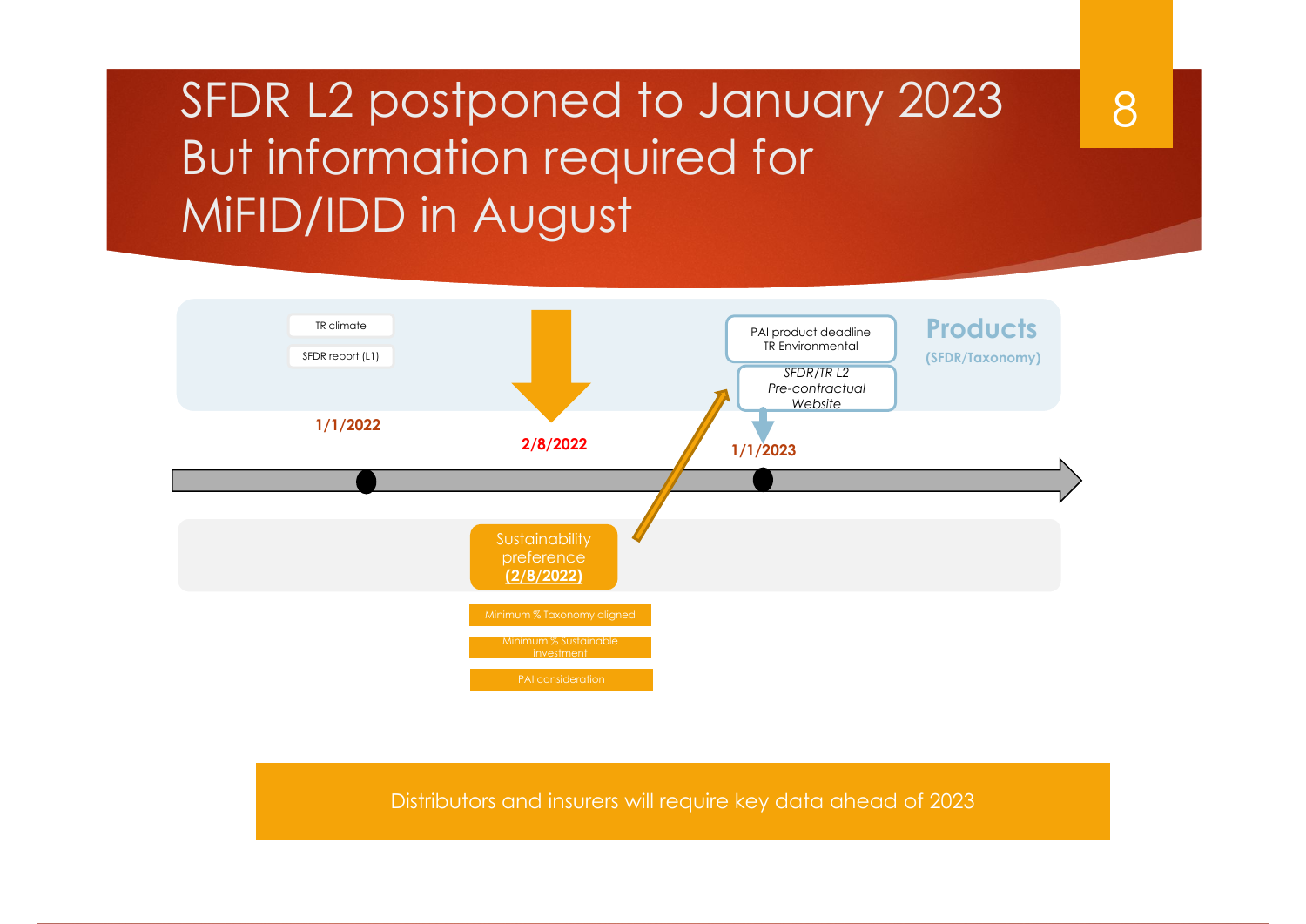# SFDR L2 postponed to January 2023 But information required for MiFID/IDD in August

**Products** (SFDR/Taxonomy)

- TR climate
- SFDR report (L1)

**1/1/2022**

**2/8/2022**

- PAI product deadline
  TR Environmental
- *SFDR/TR L2*
  *Pre-contractual*
  *Website*

**1/1/2023**

Sustainability preference
**(2/8/2022)**

- Minimum % Taxonomy aligned
- Minimum % Sustainable investment
- PAI consideration

Distributors and insurers will require key data ahead of 2023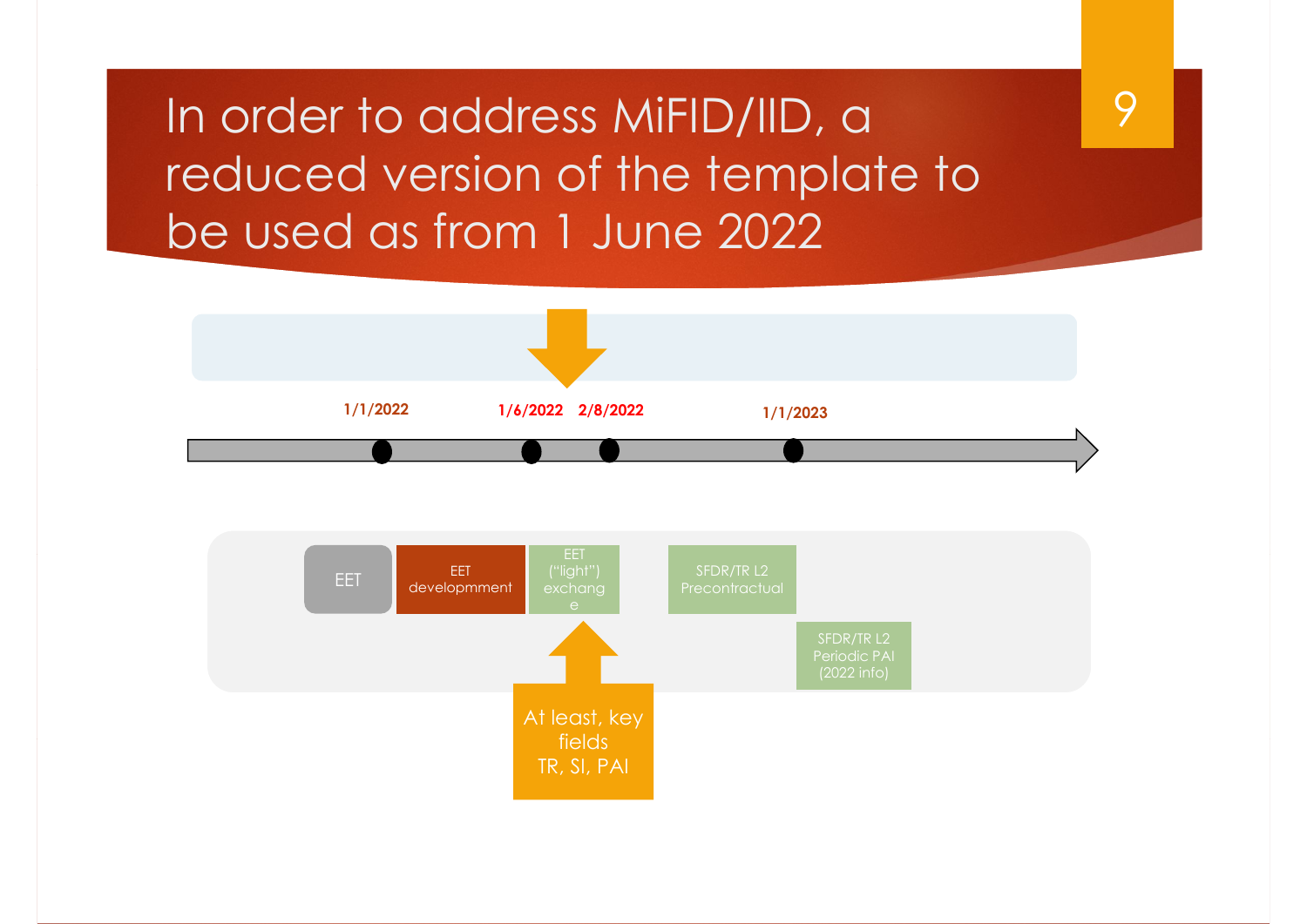# In order to address MiFID/IID, a reduced version of the template to be used as from 1 June 2022

1/1/2022 — 1/6/2022 — 2/8/2022 — 1/1/2023

EET

EET developmment

EET ("light") exchange

SFDR/TR L2 Precontractual

SFDR/TR L2 Periodic PAI (2022 info)

At least, key fields TR, SI, PAI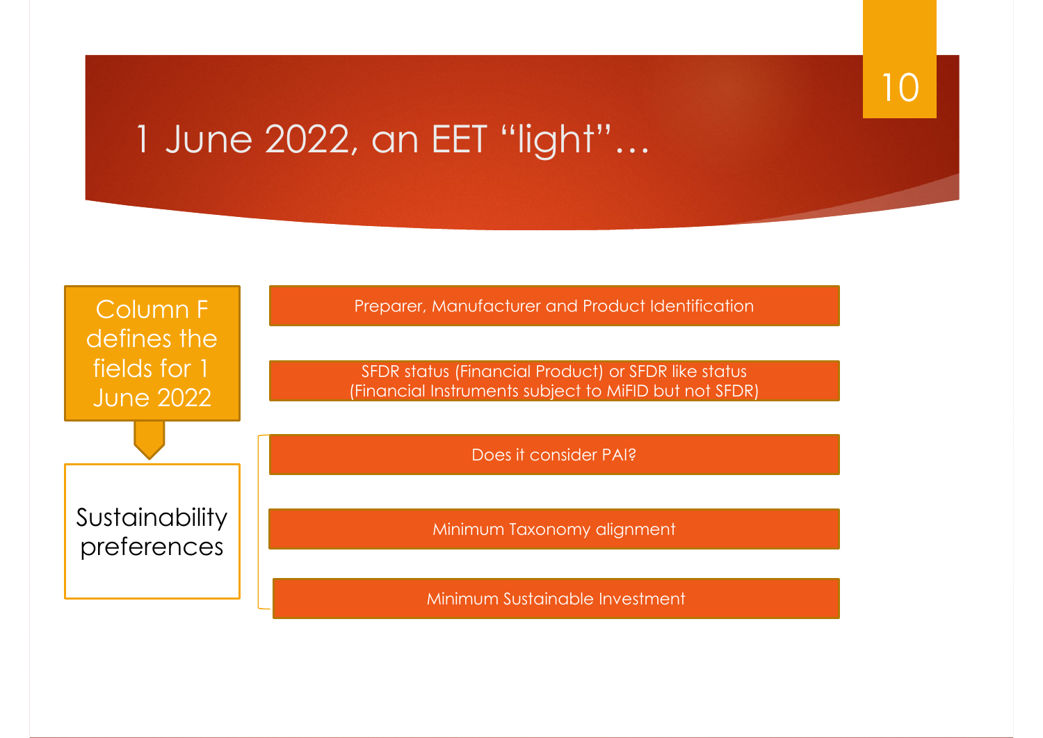# 1 June 2022, an EET "light"…

Column F defines the fields for 1 June 2022

Sustainability preferences

- Preparer, Manufacturer and Product Identification
- SFDR status (Financial Product) or SFDR like status (Financial Instruments subject to MiFID but not SFDR)
- Does it consider PAI?
- Minimum Taxonomy alignment
- Minimum Sustainable Investment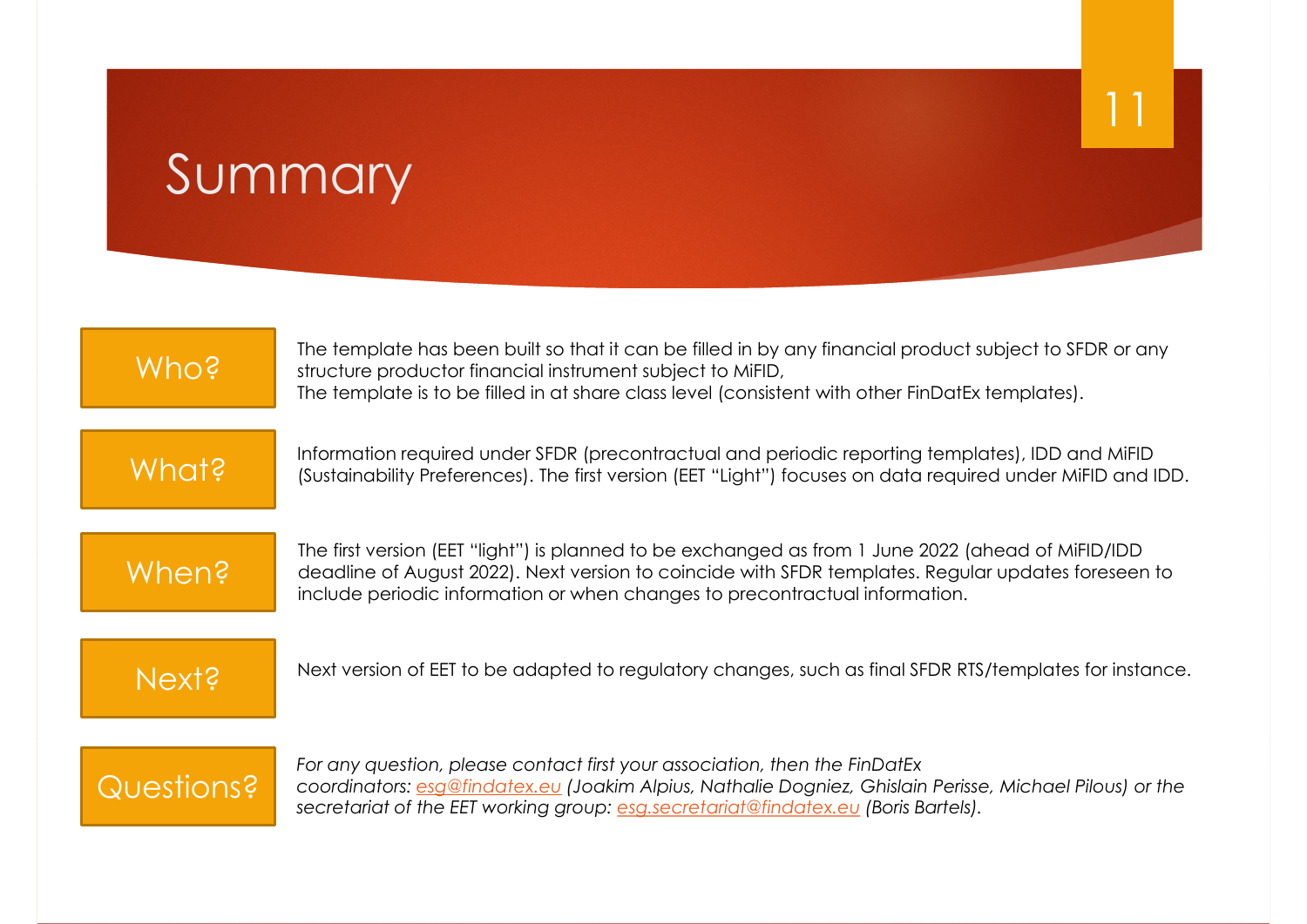# Summary

**Who?**

The template has been built so that it can be filled in by any financial product subject to SFDR or any structure productor financial instrument subject to MiFID,
The template is to be filled in at share class level (consistent with other FinDatEx templates).

**What?**

Information required under SFDR (precontractual and periodic reporting templates), IDD and MiFID (Sustainability Preferences). The first version (EET "Light") focuses on data required under MiFID and IDD.

**When?**

The first version (EET "light") is planned to be exchanged as from 1 June 2022 (ahead of MiFID/IDD deadline of August 2022). Next version to coincide with SFDR templates. Regular updates foreseen to include periodic information or when changes to precontractual information.

**Next?**

Next version of EET to be adapted to regulatory changes, such as final SFDR RTS/templates for instance.

**Questions?**

*For any question, please contact first your association, then the FinDatEx coordinators: esg@findatex.eu (Joakim Alpius, Nathalie Dogniez, Ghislain Perisse, Michael Pilous) or the secretariat of the EET working group: esg.secretariat@findatex.eu (Boris Bartels).*